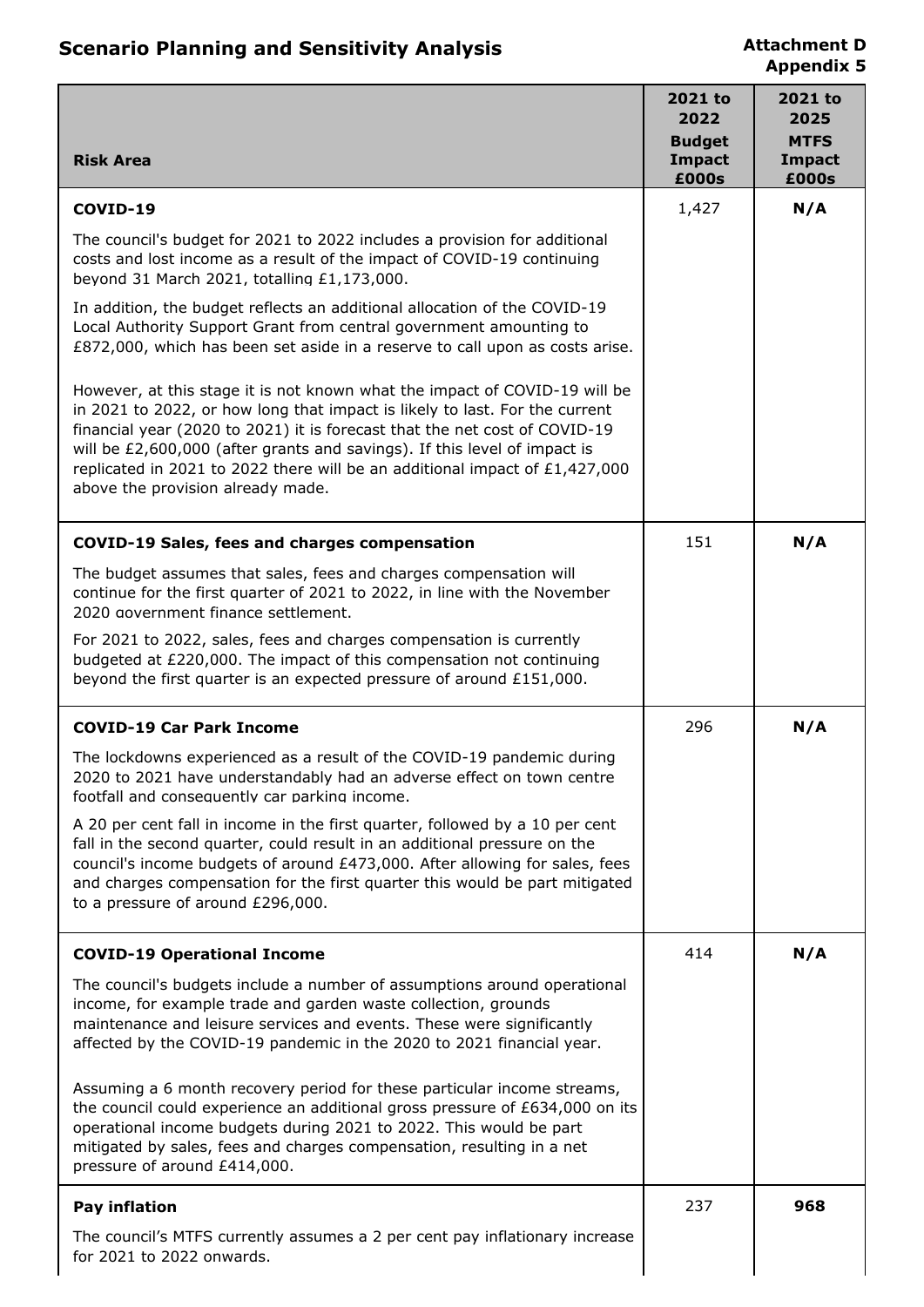# Scenario Planning and Sensitivity Analysis

**Attachment D**
**Appendix 5**

| Risk Area | 2021 to 2022 Budget Impact £000s | 2021 to 2025 MTFS Impact £000s |
|---|---|---|
| **COVID-19**<br><br>The council's budget for 2021 to 2022 includes a provision for additional costs and lost income as a result of the impact of COVID-19 continuing beyond 31 March 2021, totalling £1,173,000.<br><br>In addition, the budget reflects an additional allocation of the COVID-19 Local Authority Support Grant from central government amounting to £872,000, which has been set aside in a reserve to call upon as costs arise.<br><br>However, at this stage it is not known what the impact of COVID-19 will be in 2021 to 2022, or how long that impact is likely to last. For the current financial year (2020 to 2021) it is forecast that the net cost of COVID-19 will be £2,600,000 (after grants and savings). If this level of impact is replicated in 2021 to 2022 there will be an additional impact of £1,427,000 above the provision already made. | 1,427 | **N/A** |
| **COVID-19 Sales, fees and charges compensation**<br><br>The budget assumes that sales, fees and charges compensation will continue for the first quarter of 2021 to 2022, in line with the November 2020 government finance settlement.<br><br>For 2021 to 2022, sales, fees and charges compensation is currently budgeted at £220,000. The impact of this compensation not continuing beyond the first quarter is an expected pressure of around £151,000. | 151 | **N/A** |
| **COVID-19 Car Park Income**<br><br>The lockdowns experienced as a result of the COVID-19 pandemic during 2020 to 2021 have understandably had an adverse effect on town centre footfall and consequently car parking income.<br><br>A 20 per cent fall in income in the first quarter, followed by a 10 per cent fall in the second quarter, could result in an additional pressure on the council's income budgets of around £473,000. After allowing for sales, fees and charges compensation for the first quarter this would be part mitigated to a pressure of around £296,000. | 296 | **N/A** |
| **COVID-19 Operational Income**<br><br>The council's budgets include a number of assumptions around operational income, for example trade and garden waste collection, grounds maintenance and leisure services and events. These were significantly affected by the COVID-19 pandemic in the 2020 to 2021 financial year.<br><br>Assuming a 6 month recovery period for these particular income streams, the council could experience an additional gross pressure of £634,000 on its operational income budgets during 2021 to 2022. This would be part mitigated by sales, fees and charges compensation, resulting in a net pressure of around £414,000. | 414 | **N/A** |
| **Pay inflation**<br><br>The council's MTFS currently assumes a 2 per cent pay inflationary increase for 2021 to 2022 onwards. | 237 | **968** |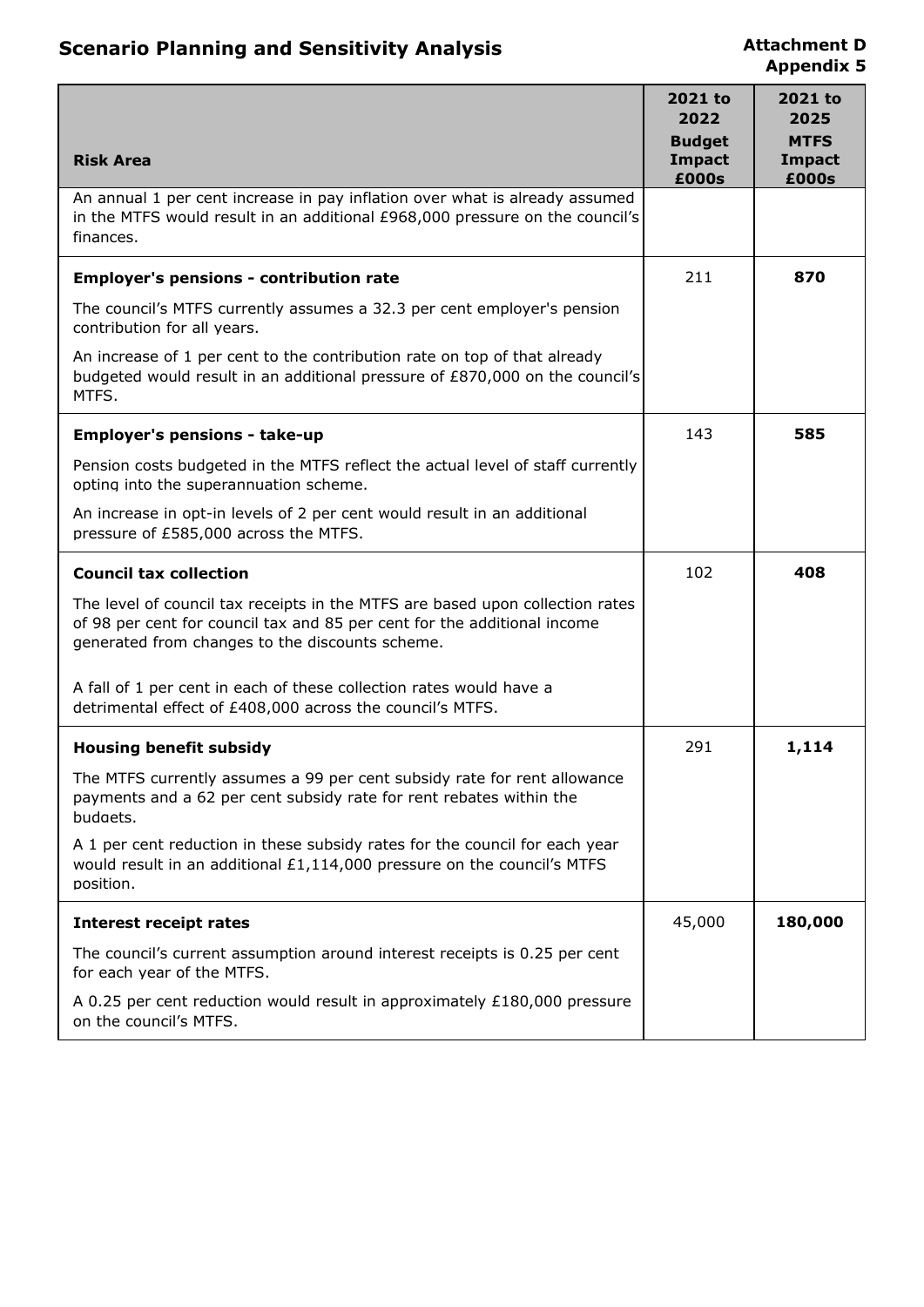# Scenario Planning and Sensitivity Analysis

**Attachment D**
**Appendix 5**

| **Risk Area** | **2021 to 2022 Budget Impact £000s** | **2021 to 2025 MTFS Impact £000s** |
|---|---|---|
| An annual 1 per cent increase in pay inflation over what is already assumed in the MTFS would result in an additional £968,000 pressure on the council's finances. | | |
| **Employer's pensions - contribution rate**<br><br>The council's MTFS currently assumes a 32.3 per cent employer's pension contribution for all years.<br><br>An increase of 1 per cent to the contribution rate on top of that already budgeted would result in an additional pressure of £870,000 on the council's MTFS. | 211 | **870** |
| **Employer's pensions - take-up**<br><br>Pension costs budgeted in the MTFS reflect the actual level of staff currently opting into the superannuation scheme.<br><br>An increase in opt-in levels of 2 per cent would result in an additional pressure of £585,000 across the MTFS. | 143 | **585** |
| **Council tax collection**<br><br>The level of council tax receipts in the MTFS are based upon collection rates of 98 per cent for council tax and 85 per cent for the additional income generated from changes to the discounts scheme.<br><br>A fall of 1 per cent in each of these collection rates would have a detrimental effect of £408,000 across the council's MTFS. | 102 | **408** |
| **Housing benefit subsidy**<br><br>The MTFS currently assumes a 99 per cent subsidy rate for rent allowance payments and a 62 per cent subsidy rate for rent rebates within the budgets.<br><br>A 1 per cent reduction in these subsidy rates for the council for each year would result in an additional £1,114,000 pressure on the council's MTFS position. | 291 | **1,114** |
| **Interest receipt rates**<br><br>The council's current assumption around interest receipts is 0.25 per cent for each year of the MTFS.<br><br>A 0.25 per cent reduction would result in approximately £180,000 pressure on the council's MTFS. | 45,000 | **180,000** |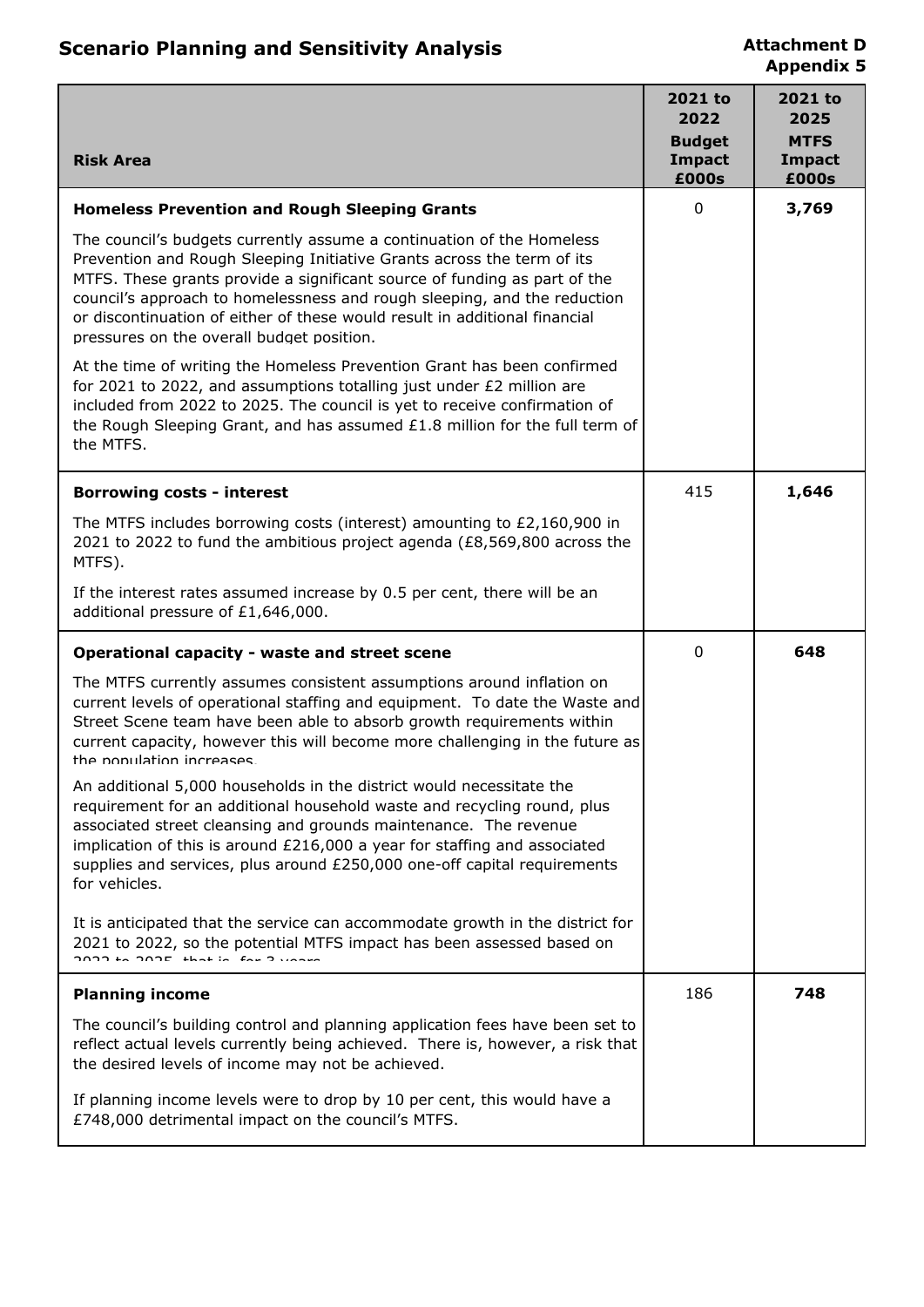# Scenario Planning and Sensitivity Analysis

**Attachment D**
**Appendix 5**

| **Risk Area** | **2021 to 2022 Budget Impact £000s** | **2021 to 2025 MTFS Impact £000s** |
|---|---|---|
| **Homeless Prevention and Rough Sleeping Grants**<br><br>The council's budgets currently assume a continuation of the Homeless Prevention and Rough Sleeping Initiative Grants across the term of its MTFS. These grants provide a significant source of funding as part of the council's approach to homelessness and rough sleeping, and the reduction or discontinuation of either of these would result in additional financial pressures on the overall budget position.<br><br>At the time of writing the Homeless Prevention Grant has been confirmed for 2021 to 2022, and assumptions totalling just under £2 million are included from 2022 to 2025. The council is yet to receive confirmation of the Rough Sleeping Grant, and has assumed £1.8 million for the full term of the MTFS. | 0 | **3,769** |
| **Borrowing costs - interest**<br><br>The MTFS includes borrowing costs (interest) amounting to £2,160,900 in 2021 to 2022 to fund the ambitious project agenda (£8,569,800 across the MTFS).<br><br>If the interest rates assumed increase by 0.5 per cent, there will be an additional pressure of £1,646,000. | 415 | **1,646** |
| **Operational capacity - waste and street scene**<br><br>The MTFS currently assumes consistent assumptions around inflation on current levels of operational staffing and equipment. To date the Waste and Street Scene team have been able to absorb growth requirements within current capacity, however this will become more challenging in the future as the population increases.<br><br>An additional 5,000 households in the district would necessitate the requirement for an additional household waste and recycling round, plus associated street cleansing and grounds maintenance. The revenue implication of this is around £216,000 a year for staffing and associated supplies and services, plus around £250,000 one-off capital requirements for vehicles.<br><br>It is anticipated that the service can accommodate growth in the district for 2021 to 2022, so the potential MTFS impact has been assessed based on 2022 to 2025, that is, for 3 years. | 0 | **648** |
| **Planning income**<br><br>The council's building control and planning application fees have been set to reflect actual levels currently being achieved. There is, however, a risk that the desired levels of income may not be achieved.<br><br>If planning income levels were to drop by 10 per cent, this would have a £748,000 detrimental impact on the council's MTFS. | 186 | **748** |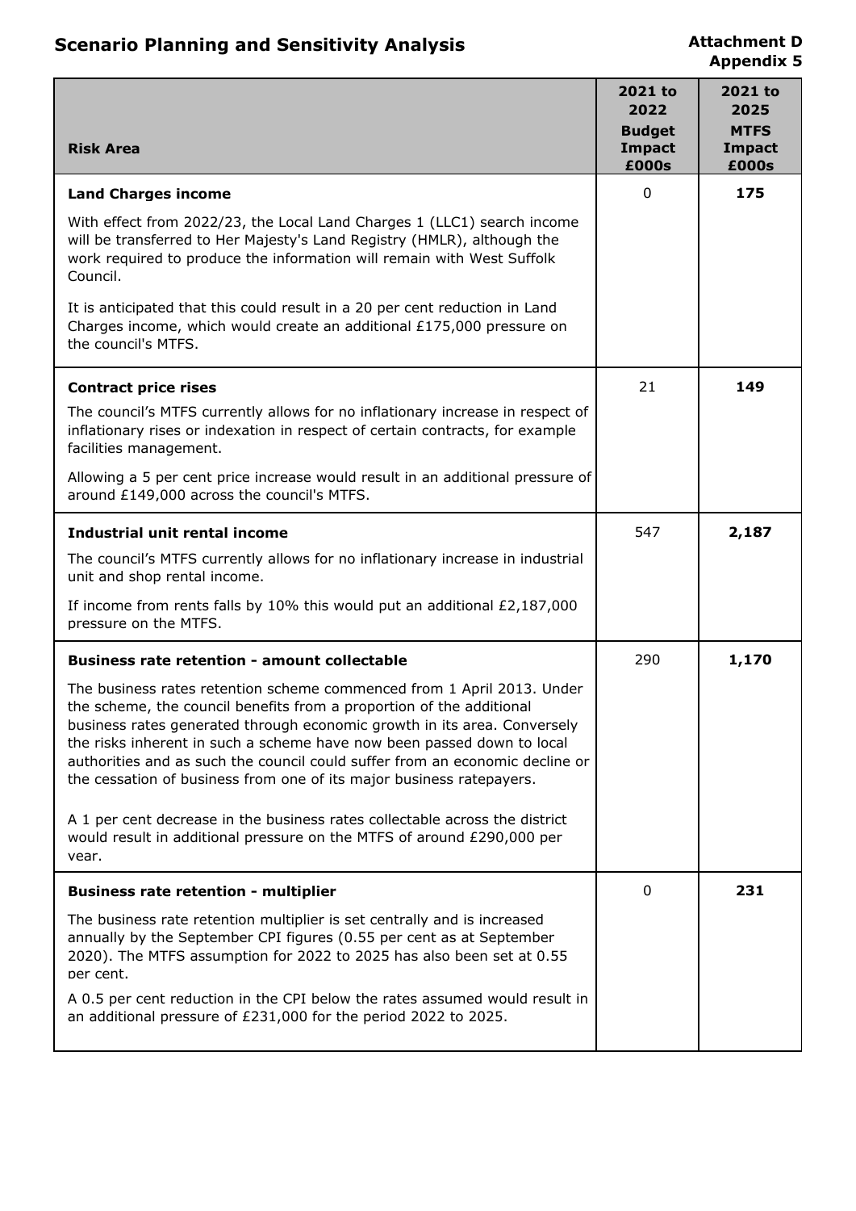# Scenario Planning and Sensitivity Analysis

**Attachment D**
**Appendix 5**

| Risk Area | 2021 to 2022 Budget Impact £000s | 2021 to 2025 MTFS Impact £000s |
|---|---|---|
| **Land Charges income**<br><br>With effect from 2022/23, the Local Land Charges 1 (LLC1) search income will be transferred to Her Majesty's Land Registry (HMLR), although the work required to produce the information will remain with West Suffolk Council.<br><br>It is anticipated that this could result in a 20 per cent reduction in Land Charges income, which would create an additional £175,000 pressure on the council's MTFS. | 0 | **175** |
| **Contract price rises**<br><br>The council's MTFS currently allows for no inflationary increase in respect of inflationary rises or indexation in respect of certain contracts, for example facilities management.<br><br>Allowing a 5 per cent price increase would result in an additional pressure of around £149,000 across the council's MTFS. | 21 | **149** |
| **Industrial unit rental income**<br><br>The council's MTFS currently allows for no inflationary increase in industrial unit and shop rental income.<br><br>If income from rents falls by 10% this would put an additional £2,187,000 pressure on the MTFS. | 547 | **2,187** |
| **Business rate retention - amount collectable**<br><br>The business rates retention scheme commenced from 1 April 2013. Under the scheme, the council benefits from a proportion of the additional business rates generated through economic growth in its area. Conversely the risks inherent in such a scheme have now been passed down to local authorities and as such the council could suffer from an economic decline or the cessation of business from one of its major business ratepayers.<br><br>A 1 per cent decrease in the business rates collectable across the district would result in additional pressure on the MTFS of around £290,000 per year. | 290 | **1,170** |
| **Business rate retention - multiplier**<br><br>The business rate retention multiplier is set centrally and is increased annually by the September CPI figures (0.55 per cent as at September 2020). The MTFS assumption for 2022 to 2025 has also been set at 0.55 per cent.<br><br>A 0.5 per cent reduction in the CPI below the rates assumed would result in an additional pressure of £231,000 for the period 2022 to 2025. | 0 | **231** |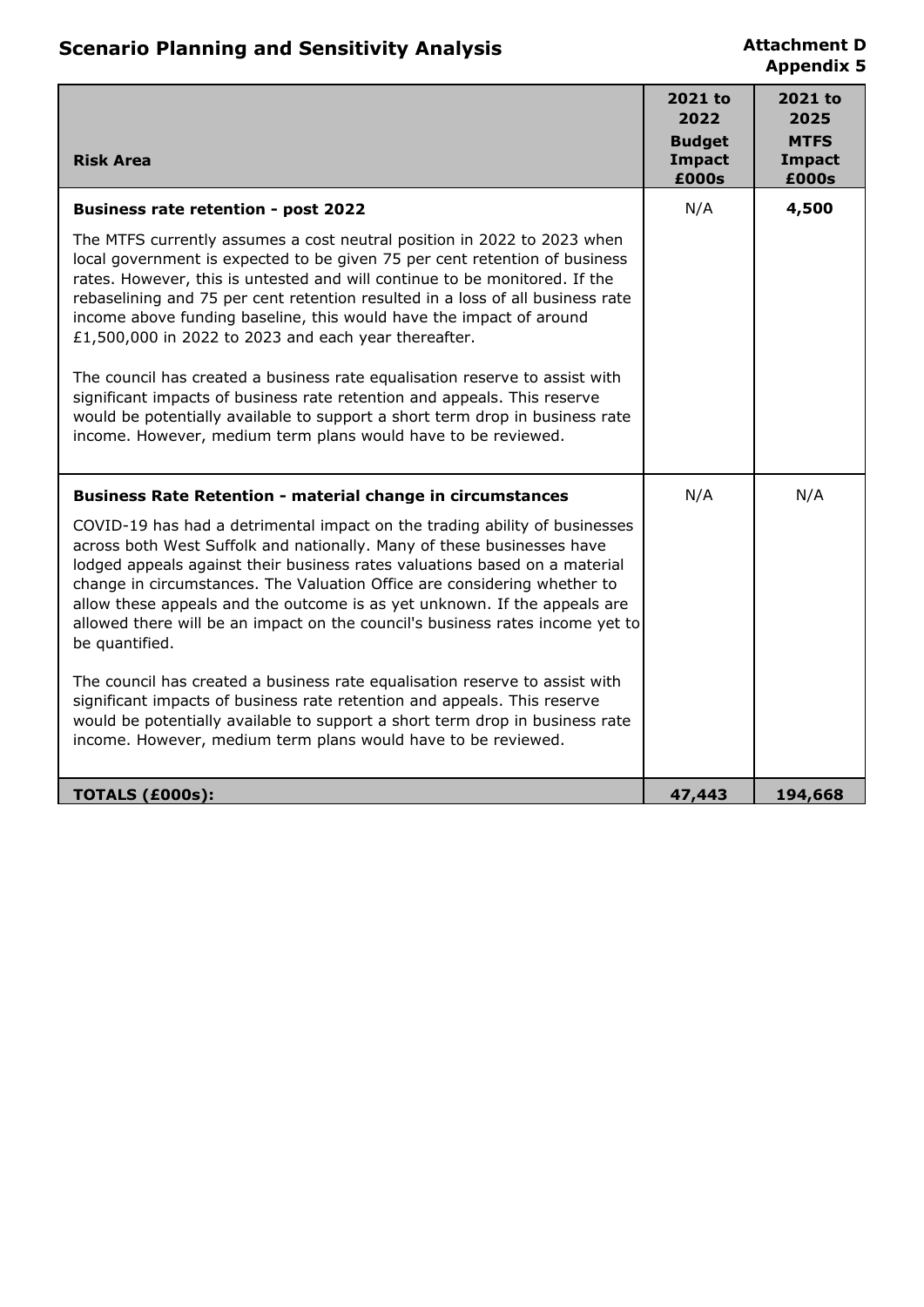# Scenario Planning and Sensitivity Analysis

**Attachment D**
**Appendix 5**

| Risk Area | 2021 to 2022 Budget Impact £000s | 2021 to 2025 MTFS Impact £000s |
|---|---|---|
| **Business rate retention - post 2022**<br><br>The MTFS currently assumes a cost neutral position in 2022 to 2023 when local government is expected to be given 75 per cent retention of business rates. However, this is untested and will continue to be monitored. If the rebaselining and 75 per cent retention resulted in a loss of all business rate income above funding baseline, this would have the impact of around £1,500,000 in 2022 to 2023 and each year thereafter.<br><br>The council has created a business rate equalisation reserve to assist with significant impacts of business rate retention and appeals. This reserve would be potentially available to support a short term drop in business rate income. However, medium term plans would have to be reviewed. | N/A | **4,500** |
| **Business Rate Retention - material change in circumstances**<br><br>COVID-19 has had a detrimental impact on the trading ability of businesses across both West Suffolk and nationally. Many of these businesses have lodged appeals against their business rates valuations based on a material change in circumstances. The Valuation Office are considering whether to allow these appeals and the outcome is as yet unknown. If the appeals are allowed there will be an impact on the council's business rates income yet to be quantified.<br><br>The council has created a business rate equalisation reserve to assist with significant impacts of business rate retention and appeals. This reserve would be potentially available to support a short term drop in business rate income. However, medium term plans would have to be reviewed. | N/A | N/A |
| **TOTALS (£000s):** | **47,443** | **194,668** |